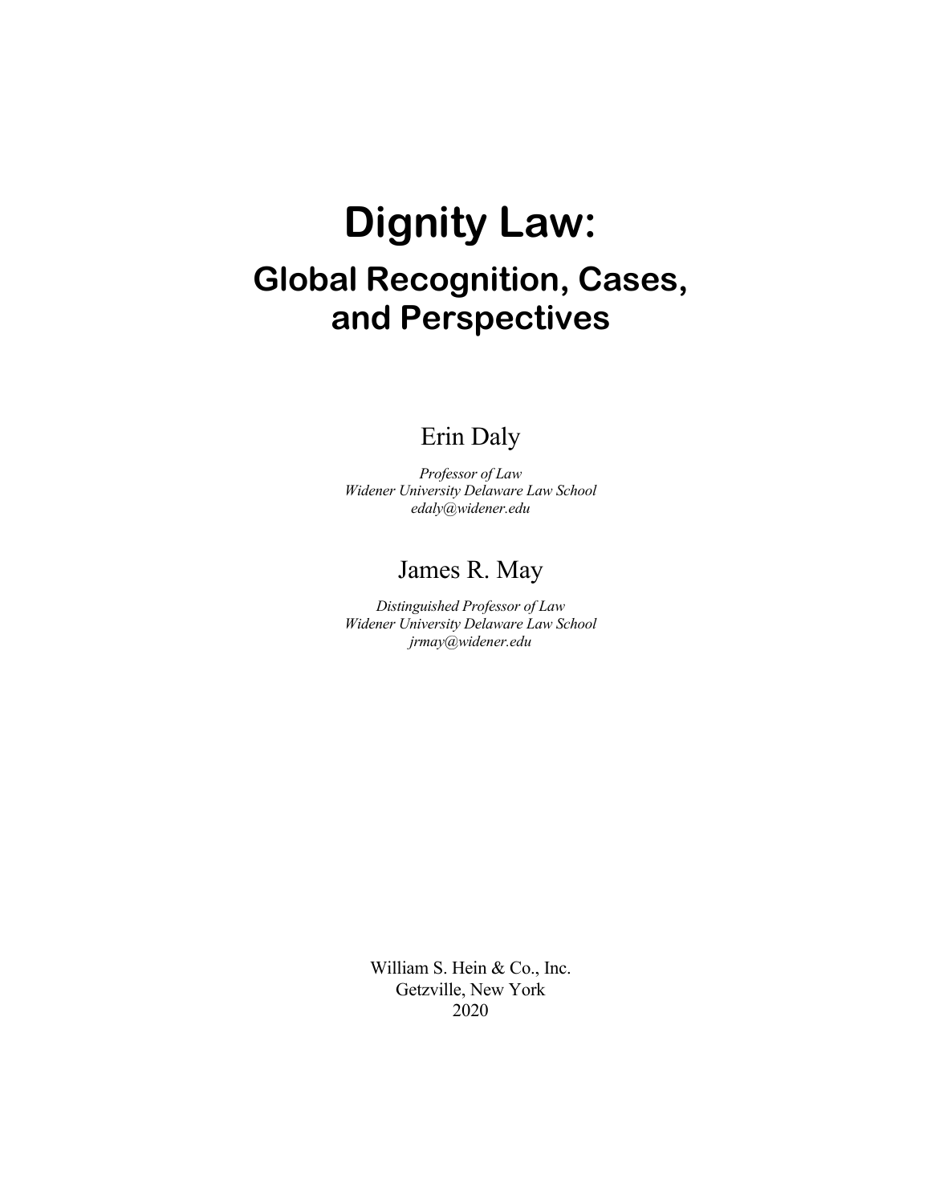# Dignity Law:

## Global Recognition, Cases, and Perspectives

Erin Daly

*Professor of Law*
*Widener University Delaware Law School*
*edaly@widener.edu*

James R. May

*Distinguished Professor of Law*
*Widener University Delaware Law School*
*jrmay@widener.edu*

William S. Hein & Co., Inc.
Getzville, New York
2020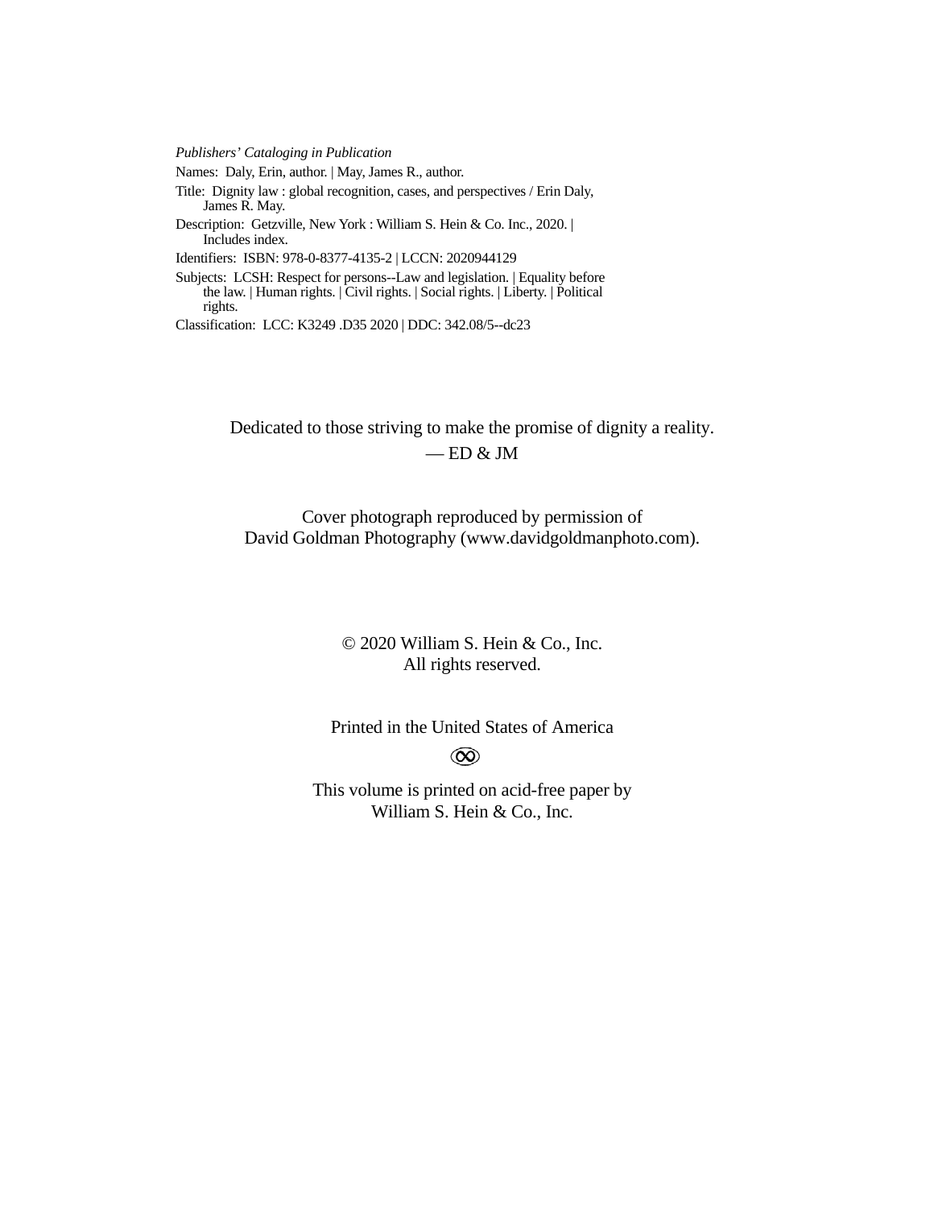*Publishers' Cataloging in Publication*

Names: Daly, Erin, author. | May, James R., author.

Title: Dignity law : global recognition, cases, and perspectives / Erin Daly, James R. May.

Description: Getzville, New York : William S. Hein & Co. Inc., 2020. | Includes index.

Identifiers: ISBN: 978-0-8377-4135-2 | LCCN: 2020944129

Subjects: LCSH: Respect for persons--Law and legislation. | Equality before the law. | Human rights. | Civil rights. | Social rights. | Liberty. | Political rights.

Classification: LCC: K3249 .D35 2020 | DDC: 342.08/5--dc23

Dedicated to those striving to make the promise of dignity a reality.
— ED & JM

Cover photograph reproduced by permission of
David Goldman Photography (www.davidgoldmanphoto.com).

© 2020 William S. Hein & Co., Inc.
All rights reserved.

Printed in the United States of America

∞

This volume is printed on acid-free paper by
William S. Hein & Co., Inc.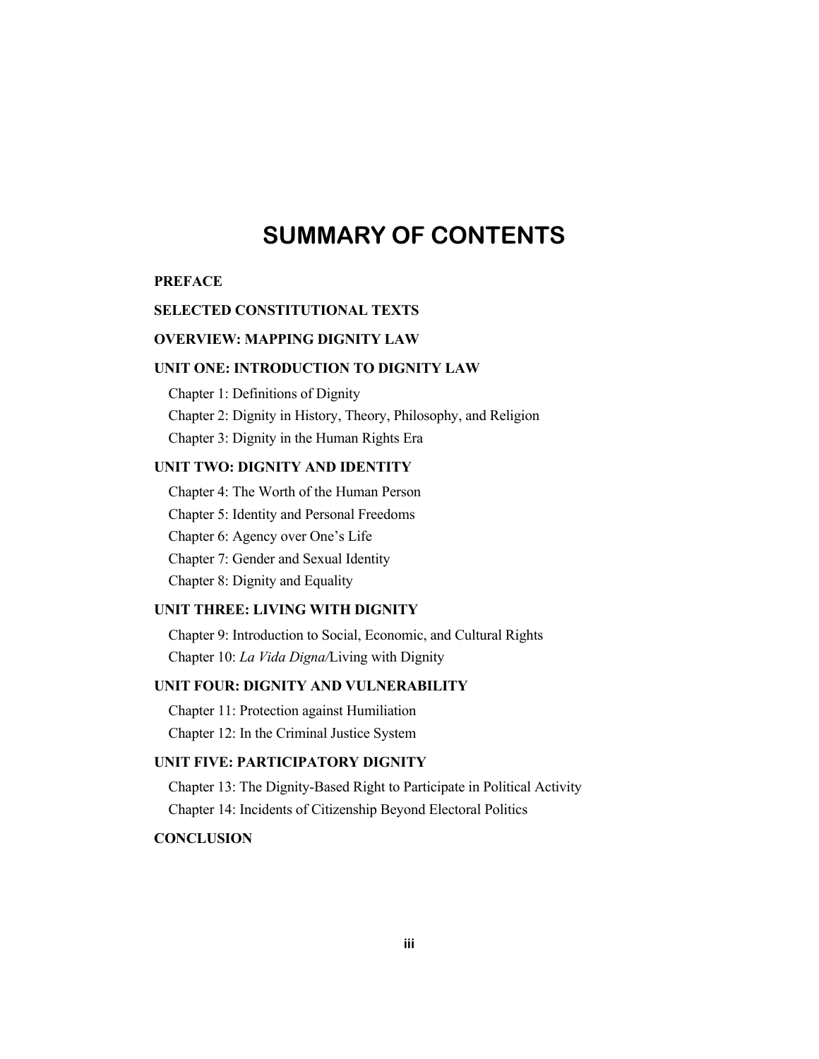# SUMMARY OF CONTENTS

**PREFACE**

**SELECTED CONSTITUTIONAL TEXTS**

**OVERVIEW: MAPPING DIGNITY LAW**

**UNIT ONE: INTRODUCTION TO DIGNITY LAW**

Chapter 1: Definitions of Dignity

Chapter 2: Dignity in History, Theory, Philosophy, and Religion

Chapter 3: Dignity in the Human Rights Era

**UNIT TWO: DIGNITY AND IDENTITY**

Chapter 4: The Worth of the Human Person

Chapter 5: Identity and Personal Freedoms

Chapter 6: Agency over One's Life

Chapter 7: Gender and Sexual Identity

Chapter 8: Dignity and Equality

**UNIT THREE: LIVING WITH DIGNITY**

Chapter 9: Introduction to Social, Economic, and Cultural Rights

Chapter 10: *La Vida Digna*/Living with Dignity

**UNIT FOUR: DIGNITY AND VULNERABILITY**

Chapter 11: Protection against Humiliation

Chapter 12: In the Criminal Justice System

**UNIT FIVE: PARTICIPATORY DIGNITY**

Chapter 13: The Dignity-Based Right to Participate in Political Activity

Chapter 14: Incidents of Citizenship Beyond Electoral Politics

**CONCLUSION**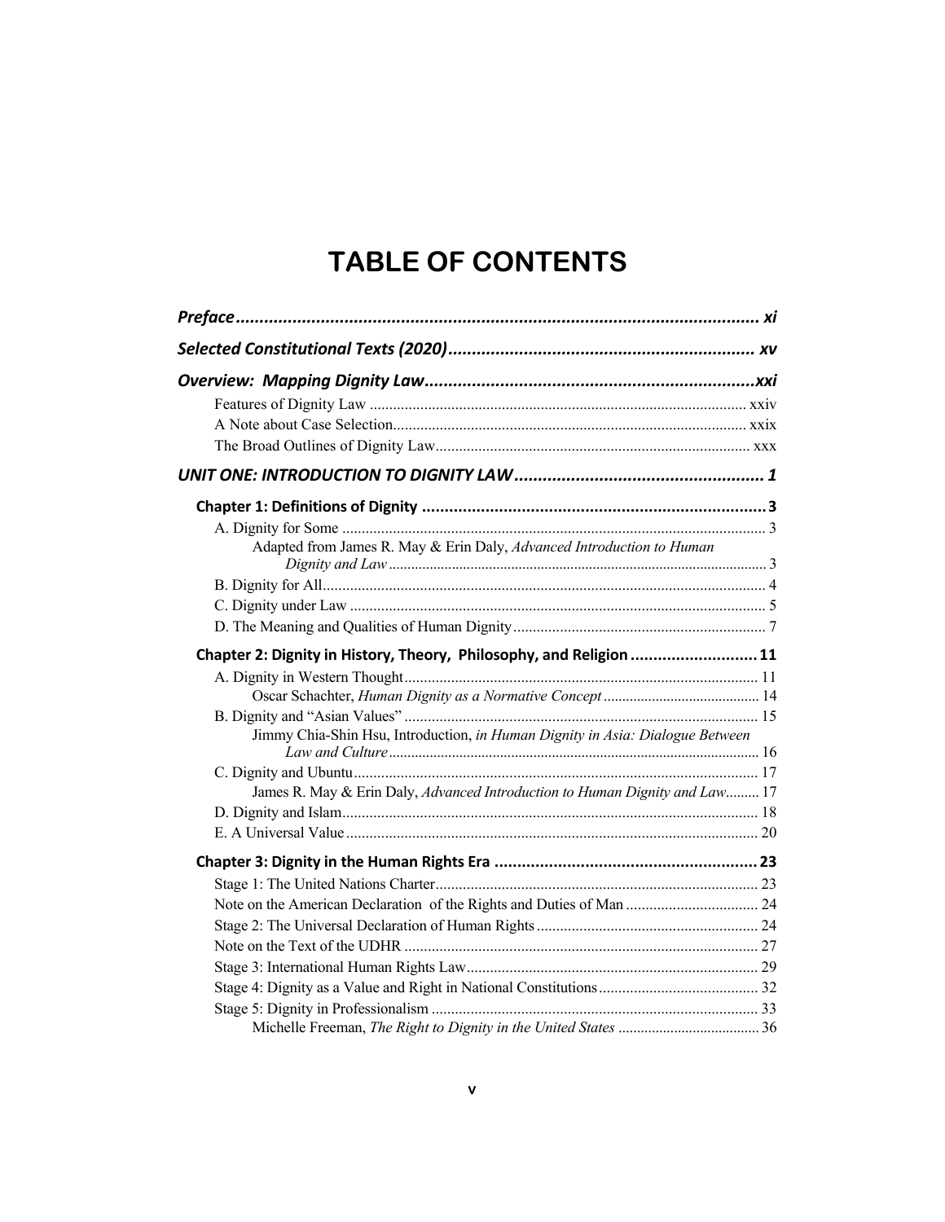# TABLE OF CONTENTS

***Preface*** ............................................................ ***xi***

***Selected Constitutional Texts (2020)*** ............................................................ ***xv***

***Overview: Mapping Dignity Law*** ............................................................ ***xxi***

Features of Dignity Law ............................................................ xxiv

A Note about Case Selection ............................................................ xxix

The Broad Outlines of Dignity Law ............................................................ xxx

***UNIT ONE: INTRODUCTION TO DIGNITY LAW*** ............................................................ ***1***

**Chapter 1: Definitions of Dignity** ............................................................ **3**

A. Dignity for Some ............................................................ 3

Adapted from James R. May & Erin Daly, *Advanced Introduction to Human Dignity and Law* ............................................................ 3

B. Dignity for All ............................................................ 4

C. Dignity under Law ............................................................ 5

D. The Meaning and Qualities of Human Dignity ............................................................ 7

**Chapter 2: Dignity in History, Theory, Philosophy, and Religion** ............................................................ **11**

A. Dignity in Western Thought ............................................................ 11

Oscar Schachter, *Human Dignity as a Normative Concept* ............................................................ 14

B. Dignity and "Asian Values" ............................................................ 15

Jimmy Chia-Shin Hsu, Introduction, *in Human Dignity in Asia: Dialogue Between Law and Culture* ............................................................ 16

C. Dignity and Ubuntu ............................................................ 17

James R. May & Erin Daly, *Advanced Introduction to Human Dignity and Law* ......... 17

D. Dignity and Islam ............................................................ 18

E. A Universal Value ............................................................ 20

**Chapter 3: Dignity in the Human Rights Era** ............................................................ **23**

Stage 1: The United Nations Charter ............................................................ 23

Note on the American Declaration of the Rights and Duties of Man ............................................................ 24

Stage 2: The Universal Declaration of Human Rights ............................................................ 24

Note on the Text of the UDHR ............................................................ 27

Stage 3: International Human Rights Law ............................................................ 29

Stage 4: Dignity as a Value and Right in National Constitutions ............................................................ 32

Stage 5: Dignity in Professionalism ............................................................ 33

Michelle Freeman, *The Right to Dignity in the United States* ............................................................ 36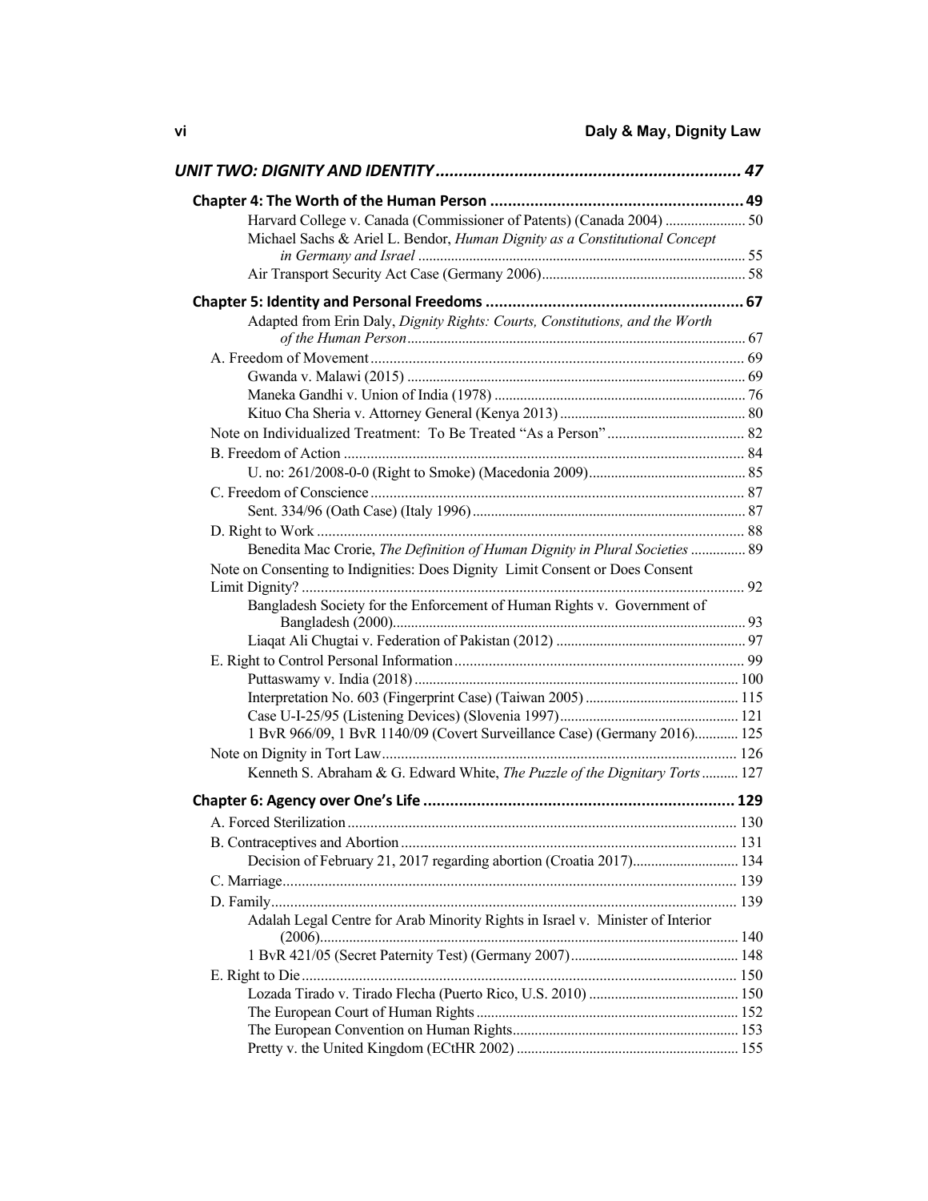***UNIT TWO: DIGNITY AND IDENTITY*** ..................................................................... 47

**Chapter 4: The Worth of the Human Person** ........................................................ 49

Harvard College v. Canada (Commissioner of Patents) (Canada 2004) ...................... 50

Michael Sachs & Ariel L. Bendor, *Human Dignity as a Constitutional Concept in Germany and Israel* ........................................................................................ 55

Air Transport Security Act Case (Germany 2006)....................................................... 58

**Chapter 5: Identity and Personal Freedoms** .......................................................... 67

Adapted from Erin Daly, *Dignity Rights: Courts, Constitutions, and the Worth of the Human Person*........................................................................................... 67

A. Freedom of Movement.................................................................................................. 69

Gwanda v. Malawi (2015) ........................................................................................... 69

Maneka Gandhi v. Union of India (1978) .................................................................... 76

Kituo Cha Sheria v. Attorney General (Kenya 2013) .................................................. 80

Note on Individualized Treatment: To Be Treated "As a Person" .................................... 82

B. Freedom of Action ......................................................................................................... 84

U. no: 261/2008-0-0 (Right to Smoke) (Macedonia 2009)........................................... 85

C. Freedom of Conscience.................................................................................................. 87

Sent. 334/96 (Oath Case) (Italy 1996).......................................................................... 87

D. Right to Work ................................................................................................................ 88

Benedita Mac Crorie, *The Definition of Human Dignity in Plural Societies* ............... 89

Note on Consenting to Indignities: Does Dignity Limit Consent or Does Consent Limit Dignity? .................................................................................................................... 92

Bangladesh Society for the Enforcement of Human Rights v. Government of Bangladesh (2000)............................................................................................... 93

Liaqat Ali Chugtai v. Federation of Pakistan (2012) ................................................... 97

E. Right to Control Personal Information............................................................................ 99

Puttaswamy v. India (2018) ....................................................................................... 100

Interpretation No. 603 (Fingerprint Case) (Taiwan 2005) .......................................... 115

Case U-I-25/95 (Listening Devices) (Slovenia 1997)................................................ 121

1 BvR 966/09, 1 BvR 1140/09 (Covert Surveillance Case) (Germany 2016)............ 125

Note on Dignity in Tort Law............................................................................................. 126

Kenneth S. Abraham & G. Edward White, *The Puzzle of the Dignitary Torts* .......... 127

**Chapter 6: Agency over One's Life** ...................................................................... 129

A. Forced Sterilization ...................................................................................................... 130

B. Contraceptives and Abortion ........................................................................................ 131

Decision of February 21, 2017 regarding abortion (Croatia 2017)............................. 134

C. Marriage........................................................................................................................ 139

D. Family........................................................................................................................... 139

Adalah Legal Centre for Arab Minority Rights in Israel v. Minister of Interior (2006)................................................................................................................. 140

1 BvR 421/05 (Secret Paternity Test) (Germany 2007)............................................. 148

E. Right to Die.................................................................................................................. 150

Lozada Tirado v. Tirado Flecha (Puerto Rico, U.S. 2010) ......................................... 150

The European Court of Human Rights....................................................................... 152

The European Convention on Human Rights............................................................. 153

Pretty v. the United Kingdom (ECtHR 2002) ............................................................ 155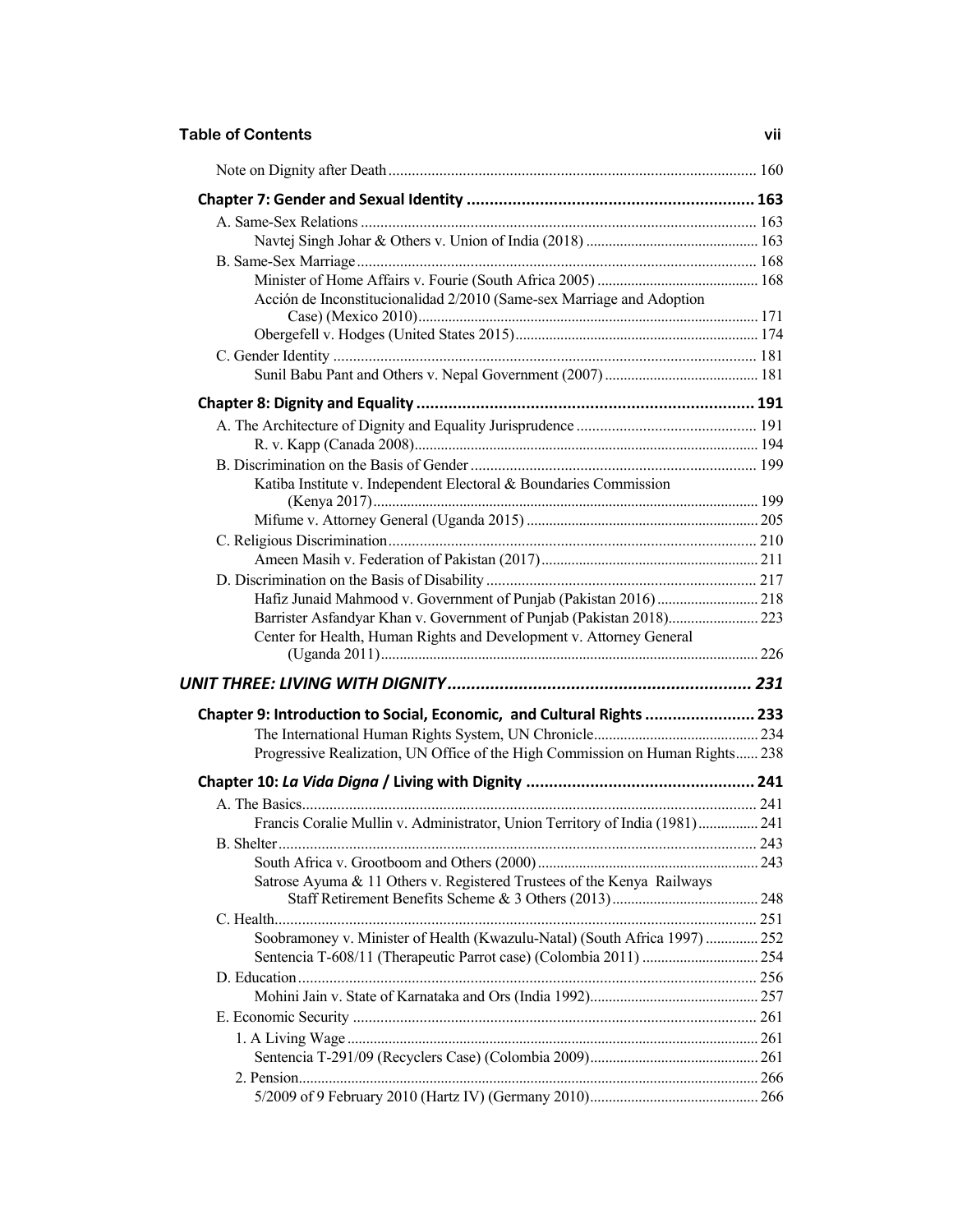Note on Dignity after Death ... 160

**Chapter 7: Gender and Sexual Identity ... 163**

A. Same-Sex Relations ... 163

Navtej Singh Johar & Others v. Union of India (2018) ... 163

B. Same-Sex Marriage ... 168

Minister of Home Affairs v. Fourie (South Africa 2005) ... 168

Acción de Inconstitucionalidad 2/2010 (Same-sex Marriage and Adoption Case) (Mexico 2010) ... 171

Obergefell v. Hodges (United States 2015) ... 174

C. Gender Identity ... 181

Sunil Babu Pant and Others v. Nepal Government (2007) ... 181

**Chapter 8: Dignity and Equality ... 191**

A. The Architecture of Dignity and Equality Jurisprudence ... 191

R. v. Kapp (Canada 2008) ... 194

B. Discrimination on the Basis of Gender ... 199

Katiba Institute v. Independent Electoral & Boundaries Commission (Kenya 2017) ... 199

Mifume v. Attorney General (Uganda 2015) ... 205

C. Religious Discrimination ... 210

Ameen Masih v. Federation of Pakistan (2017) ... 211

D. Discrimination on the Basis of Disability ... 217

Hafiz Junaid Mahmood v. Government of Punjab (Pakistan 2016) ... 218

Barrister Asfandyar Khan v. Government of Punjab (Pakistan 2018) ... 223

Center for Health, Human Rights and Development v. Attorney General (Uganda 2011) ... 226

***UNIT THREE: LIVING WITH DIGNITY ... 231***

**Chapter 9: Introduction to Social, Economic, and Cultural Rights ... 233**

The International Human Rights System, UN Chronicle ... 234

Progressive Realization, UN Office of the High Commission on Human Rights ... 238

**Chapter 10: *La Vida Digna* / Living with Dignity ... 241**

A. The Basics ... 241

Francis Coralie Mullin v. Administrator, Union Territory of India (1981) ... 241

B. Shelter ... 243

South Africa v. Grootboom and Others (2000) ... 243

Satrose Ayuma & 11 Others v. Registered Trustees of the Kenya Railways Staff Retirement Benefits Scheme & 3 Others (2013) ... 248

C. Health ... 251

Soobramoney v. Minister of Health (Kwazulu-Natal) (South Africa 1997) ... 252

Sentencia T-608/11 (Therapeutic Parrot case) (Colombia 2011) ... 254

D. Education ... 256

Mohini Jain v. State of Karnataka and Ors (India 1992) ... 257

E. Economic Security ... 261

1. A Living Wage ... 261

Sentencia T-291/09 (Recyclers Case) (Colombia 2009) ... 261

2. Pension ... 266

5/2009 of 9 February 2010 (Hartz IV) (Germany 2010) ... 266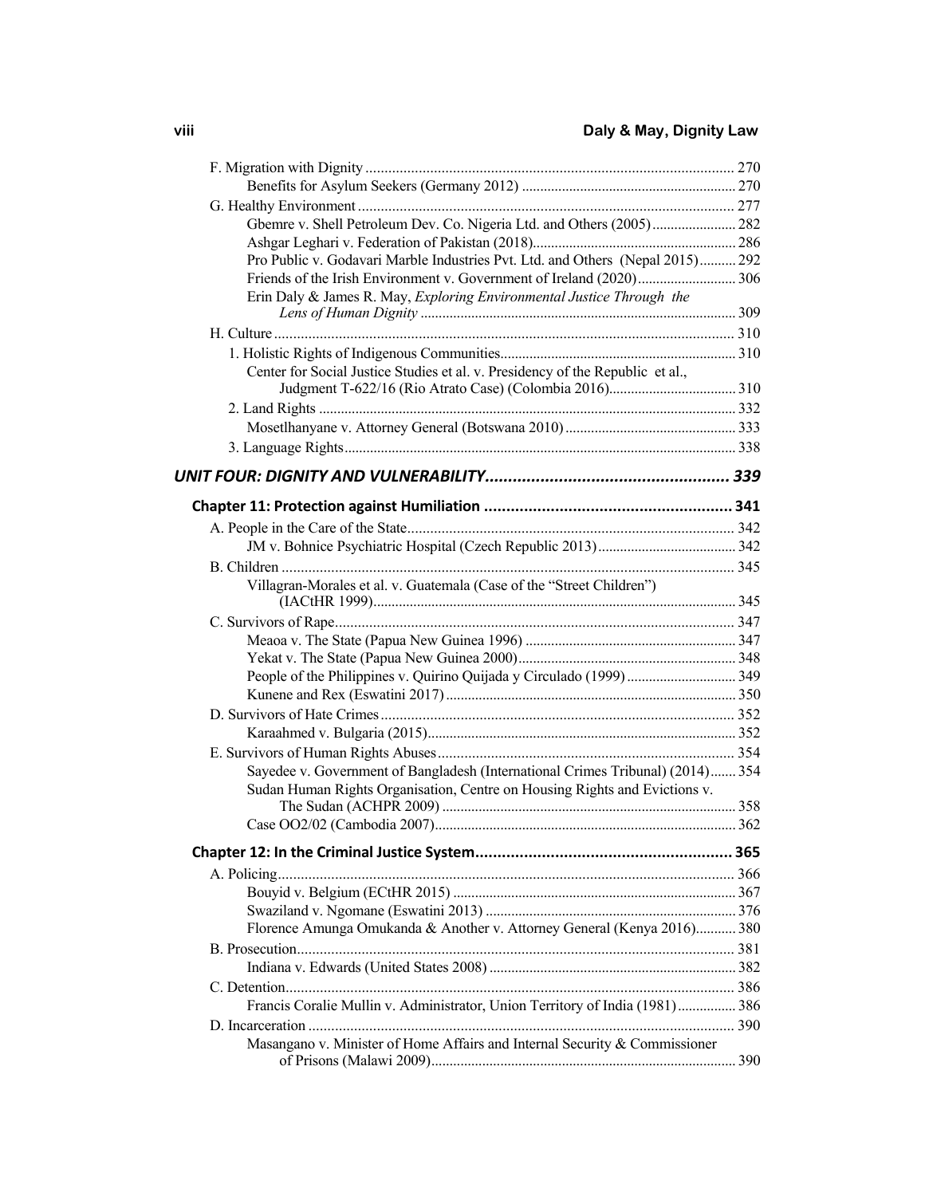F. Migration with Dignity ... 270

Benefits for Asylum Seekers (Germany 2012) ... 270

G. Healthy Environment ... 277

Gbemre v. Shell Petroleum Dev. Co. Nigeria Ltd. and Others (2005) ... 282

Ashgar Leghari v. Federation of Pakistan (2018) ... 286

Pro Public v. Godavari Marble Industries Pvt. Ltd. and Others (Nepal 2015) ... 292

Friends of the Irish Environment v. Government of Ireland (2020) ... 306

Erin Daly & James R. May, *Exploring Environmental Justice Through the Lens of Human Dignity* ... 309

H. Culture ... 310

1. Holistic Rights of Indigenous Communities ... 310

Center for Social Justice Studies et al. v. Presidency of the Republic et al., Judgment T-622/16 (Rio Atrato Case) (Colombia 2016) ... 310

2. Land Rights ... 332

Mosetlhanyane v. Attorney General (Botswana 2010) ... 333

3. Language Rights ... 338

## *UNIT FOUR: DIGNITY AND VULNERABILITY ... 339*

### Chapter 11: Protection against Humiliation ... 341

A. People in the Care of the State ... 342

JM v. Bohnice Psychiatric Hospital (Czech Republic 2013) ... 342

B. Children ... 345

Villagran-Morales et al. v. Guatemala (Case of the "Street Children") (IACtHR 1999) ... 345

C. Survivors of Rape ... 347

Meaoa v. The State (Papua New Guinea 1996) ... 347

Yekat v. The State (Papua New Guinea 2000) ... 348

People of the Philippines v. Quirino Quijada y Circulado (1999) ... 349

Kunene and Rex (Eswatini 2017) ... 350

D. Survivors of Hate Crimes ... 352

Karaahmed v. Bulgaria (2015) ... 352

E. Survivors of Human Rights Abuses ... 354

Sayedee v. Government of Bangladesh (International Crimes Tribunal) (2014) ... 354

Sudan Human Rights Organisation, Centre on Housing Rights and Evictions v. The Sudan (ACHPR 2009) ... 358

Case OO2/02 (Cambodia 2007) ... 362

### Chapter 12: In the Criminal Justice System ... 365

A. Policing ... 366

Bouyid v. Belgium (ECtHR 2015) ... 367

Swaziland v. Ngomane (Eswatini 2013) ... 376

Florence Amunga Omukanda & Another v. Attorney General (Kenya 2016) ... 380

B. Prosecution ... 381

Indiana v. Edwards (United States 2008) ... 382

C. Detention ... 386

Francis Coralie Mullin v. Administrator, Union Territory of India (1981) ... 386

D. Incarceration ... 390

Masangano v. Minister of Home Affairs and Internal Security & Commissioner of Prisons (Malawi 2009) ... 390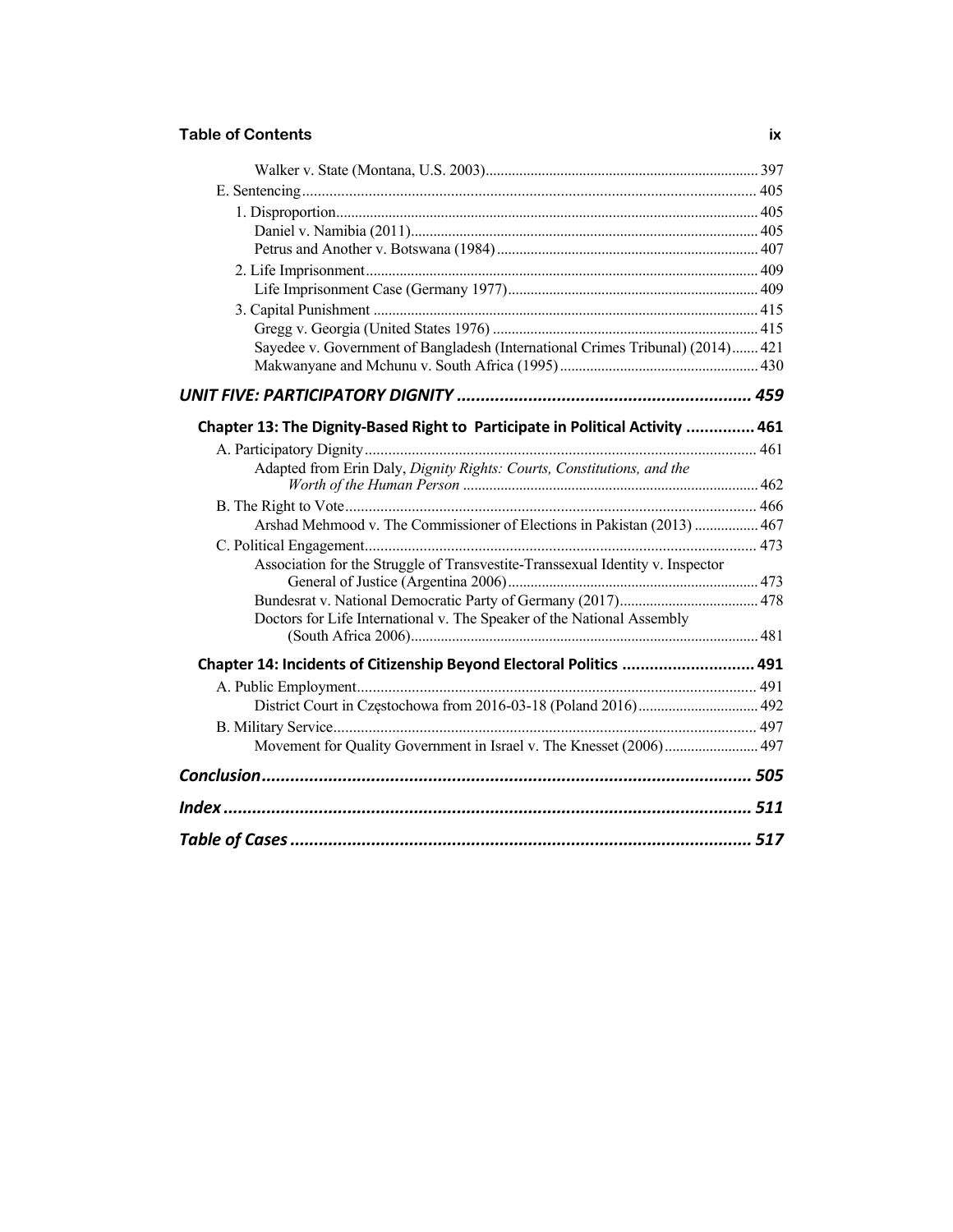Walker v. State (Montana, U.S. 2003) ........ 397

E. Sentencing ........ 405

1. Disproportion ........ 405

Daniel v. Namibia (2011) ........ 405

Petrus and Another v. Botswana (1984) ........ 407

2. Life Imprisonment ........ 409

Life Imprisonment Case (Germany 1977) ........ 409

3. Capital Punishment ........ 415

Gregg v. Georgia (United States 1976) ........ 415

Sayedee v. Government of Bangladesh (International Crimes Tribunal) (2014) ........ 421

Makwanyane and Mchunu v. South Africa (1995) ........ 430

***UNIT FIVE: PARTICIPATORY DIGNITY ........ 459***

**Chapter 13: The Dignity-Based Right to Participate in Political Activity ........ 461**

A. Participatory Dignity ........ 461

Adapted from Erin Daly, *Dignity Rights: Courts, Constitutions, and the Worth of the Human Person* ........ 462

B. The Right to Vote ........ 466

Arshad Mehmood v. The Commissioner of Elections in Pakistan (2013) ........ 467

C. Political Engagement ........ 473

Association for the Struggle of Transvestite-Transsexual Identity v. Inspector General of Justice (Argentina 2006) ........ 473

Bundesrat v. National Democratic Party of Germany (2017) ........ 478

Doctors for Life International v. The Speaker of the National Assembly (South Africa 2006) ........ 481

**Chapter 14: Incidents of Citizenship Beyond Electoral Politics ........ 491**

A. Public Employment ........ 491

District Court in Częstochowa from 2016-03-18 (Poland 2016) ........ 492

B. Military Service ........ 497

Movement for Quality Government in Israel v. The Knesset (2006) ........ 497

***Conclusion ........ 505***

***Index ........ 511***

***Table of Cases ........ 517***